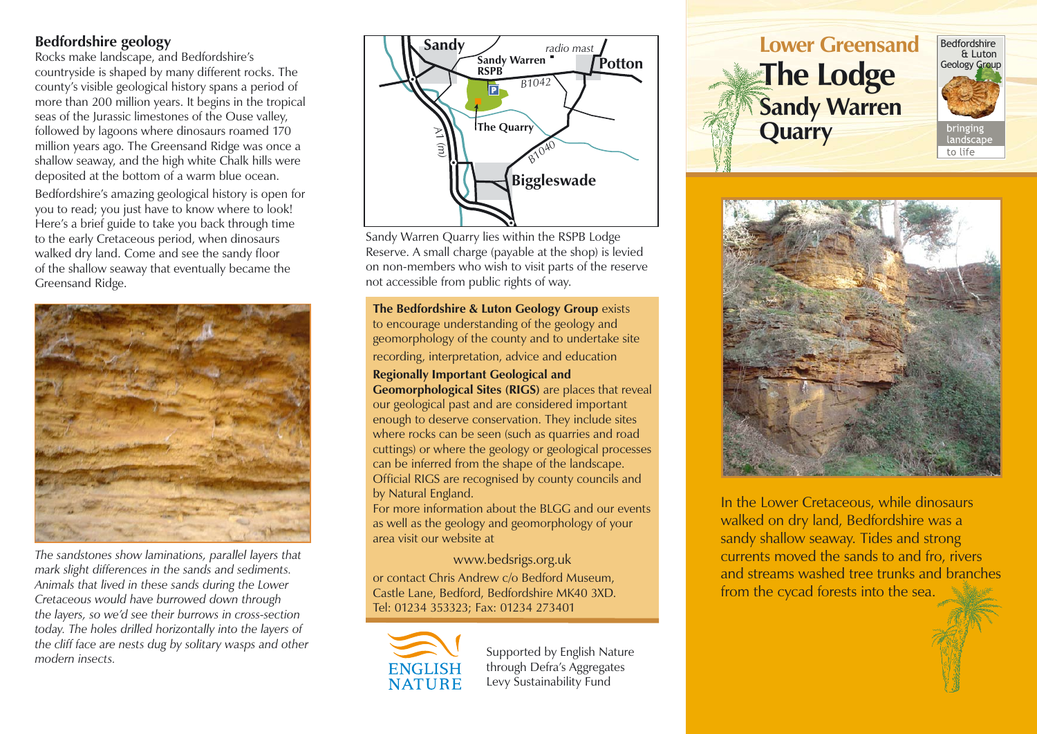## Bedfordshire geology

Rocks make landscape, and Bedfordshire's countryside is shaped by many different rocks. The county's visible geological history spans a period of more than 200 million years. It begins in the tropical seas of the Jurassic limestones of the Ouse valley, followed by lagoons where dinosaurs roamed 170 million years ago. The Greensand Ridge was once a shallow seaway, and the high white Chalk hills were deposited at the bottom of a warm blue ocean.

Bedfordshire's amazing geological history is open for you to read; you just have to know where to look! Here's a brief guide to take you back through time to the early Cretaceous period, when dinosaurs walked dry land. Come and see the sandy floor of the shallow seaway that eventually became the Greensand Ridge.

*The sandstones show laminations, parallel layers that mark slight differences in the sands and sediments. Animals that lived in these sands during the Lower Cretaceous would have burrowed down through the layers, so we'd see their burrows in cross-section today. The holes drilled horizontally into the layers of the cliff face are nests dug by solitary wasps and other modern insects.*

Sandy Warren Quarry lies within the RSPB Lodge Reserve. A small charge (payable at the shop) is levied on non-members who wish to visit parts of the reserve not accessible from public rights of way.

**The Bedfordshire & Luton Geology Group** exists to encourage understanding of the geology and geomorphology of the county and to undertake site recording, interpretation, advice and education

**Regionally Important Geological and Geomorphological Sites (RIGS)** are places that reveal our geological past and are considered important enough to deserve conservation. They include sites where rocks can be seen (such as quarries and road cuttings) or where the geology or geological processes can be inferred from the shape of the landscape. Official RIGS are recognised by county councils and by Natural England.

For more information about the BLGG and our events as well as the geology and geomorphology of your area visit our website at

www.bedsrigs.org.uk

or contact Chris Andrew c/o Bedford Museum, Castle Lane, Bedford, Bedfordshire MK40 3XD.
Tel: 01234 353323; Fax: 01234 273401

ENGLISH NATURE

Supported by English Nature through Defra's Aggregates Levy Sustainability Fund

# Lower Greensand
# The Lodge Sandy Warren Quarry

Bedfordshire & Luton Geology Group — bringing landscape to life

In the Lower Cretaceous, while dinosaurs walked on dry land, Bedfordshire was a sandy shallow seaway. Tides and strong currents moved the sands to and fro, rivers and streams washed tree trunks and branches from the cycad forests into the sea.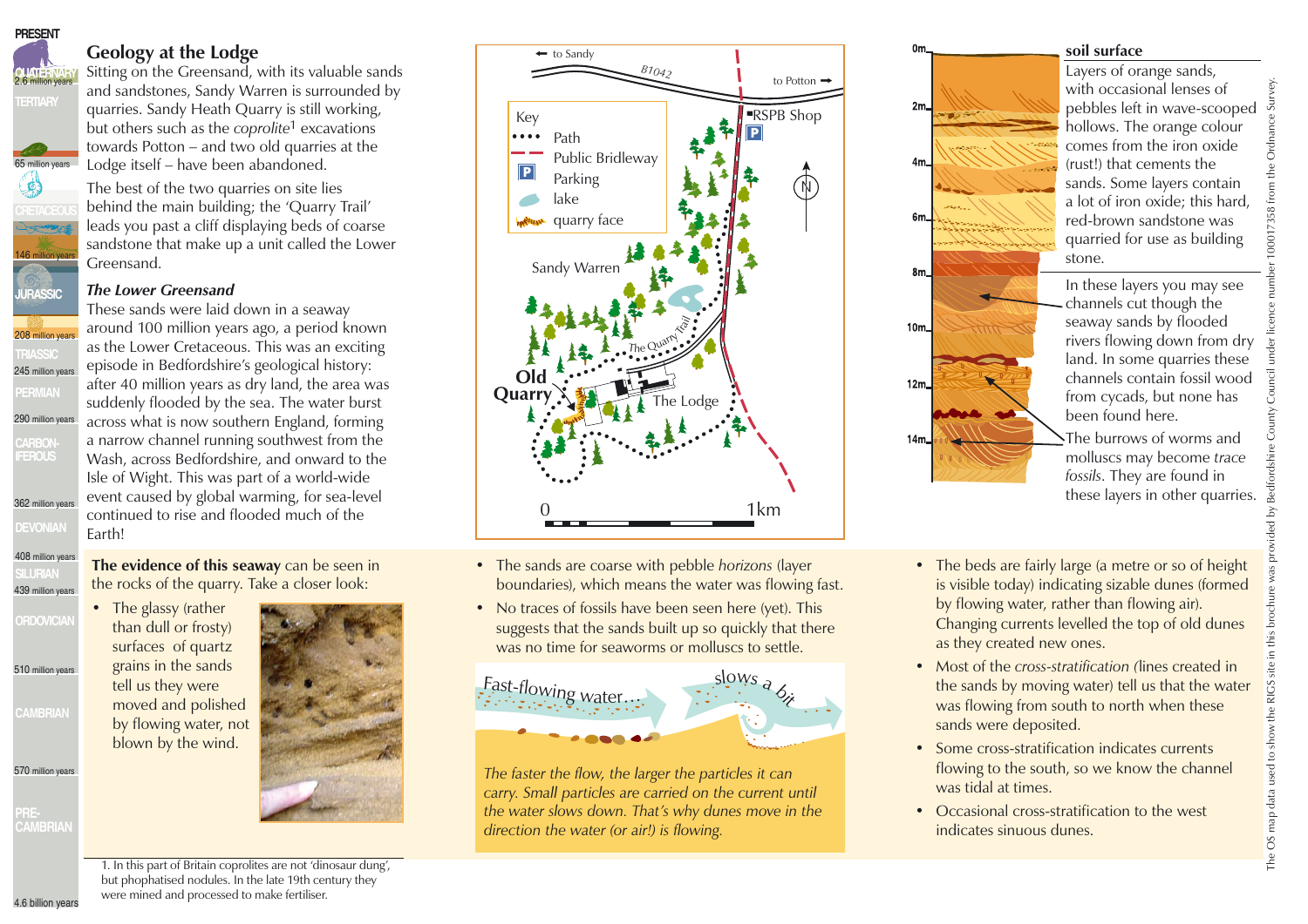## Geology at the Lodge

Sitting on the Greensand, with its valuable sands and sandstones, Sandy Warren is surrounded by quarries. Sandy Heath Quarry is still working, but others such as the *coprolite*[1] excavations towards Potton – and two old quarries at the Lodge itself – have been abandoned.

The best of the two quarries on site lies behind the main building; the 'Quarry Trail' leads you past a cliff displaying beds of coarse sandstone that make up a unit called the Lower Greensand.

### *The Lower Greensand*

These sands were laid down in a seaway around 100 million years ago, a period known as the Lower Cretaceous. This was an exciting episode in Bedfordshire's geological history: after 40 million years as dry land, the area was suddenly flooded by the sea. The water burst across what is now southern England, forming a narrow channel running southwest from the Wash, across Bedfordshire, and onward to the Isle of Wight. This was part of a world-wide event caused by global warming, for sea-level continued to rise and flooded much of the Earth!

**The evidence of this seaway** can be seen in the rocks of the quarry. Take a closer look:

- The glassy (rather than dull or frosty) surfaces of quartz grains in the sands tell us they were moved and polished by flowing water, not blown by the wind.
- The sands are coarse with pebble *horizons* (layer boundaries), which means the water was flowing fast.
- No traces of fossils have been seen here (yet). This suggests that the sands built up so quickly that there was no time for seaworms or molluscs to settle.

Fast-flowing water…

slows a bit

*The faster the flow, the larger the particles it can carry. Small particles are carried on the current until the water slows down. That's why dunes move in the direction the water (or air!) is flowing.*

- The beds are fairly large (a metre or so of height is visible today) indicating sizable dunes (formed by flowing water, rather than flowing air). Changing currents levelled the top of old dunes as they created new ones.
- Most of the *cross-stratification* (lines created in the sands by moving water) tell us that the water was flowing from south to north when these sands were deposited.
- Some cross-stratification indicates currents flowing to the south, so we know the channel was tidal at times.
- Occasional cross-stratification to the west indicates sinuous dunes.

PRESENT

QUATERNARY 2.6 million years

TERTIARY

65 million years

CRETACEOUS

146 million years

JURASSIC

208 million years

TRIASSIC

245 million years

PERMIAN

290 million years

CARBONIFEROUS

362 million years

DEVONIAN

408 million years

SILURIAN

439 million years

ORDOVICIAN

510 million years

CAMBRIAN

570 million years

PRE-CAMBRIAN

4.6 billion years

← to Sandy

B1042

to Potton →

Key

Path

Public Bridleway

Parking

lake

quarry face

RSPB Shop

N

Sandy Warren

The Quarry Trail

Old Quarry

The Lodge

0

1km

0m

2m

4m

6m

8m

10m

12m

14m

**soil surface**

Layers of orange sands, with occasional lenses of pebbles left in wave-scooped hollows. The orange colour comes from the iron oxide (rust!) that cements the sands. Some layers contain a lot of iron oxide; this hard, red-brown sandstone was quarried for use as building stone.

In these layers you may see channels cut though the seaway sands by flooded rivers flowing down from dry land. In some quarries these channels contain fossil wood from cycads, but none has been found here.

The burrows of worms and molluscs may become *trace fossils*. They are found in these layers in other quarries.

The OS map data used to show the RIGS site in this brochure was provided by Bedfordshire County Council under licence number 100017358 from the Ordnance Survey.

1. In this part of Britain coprolites are not 'dinosaur dung', but phophatised nodules. In the late 19th century they were mined and processed to make fertiliser.